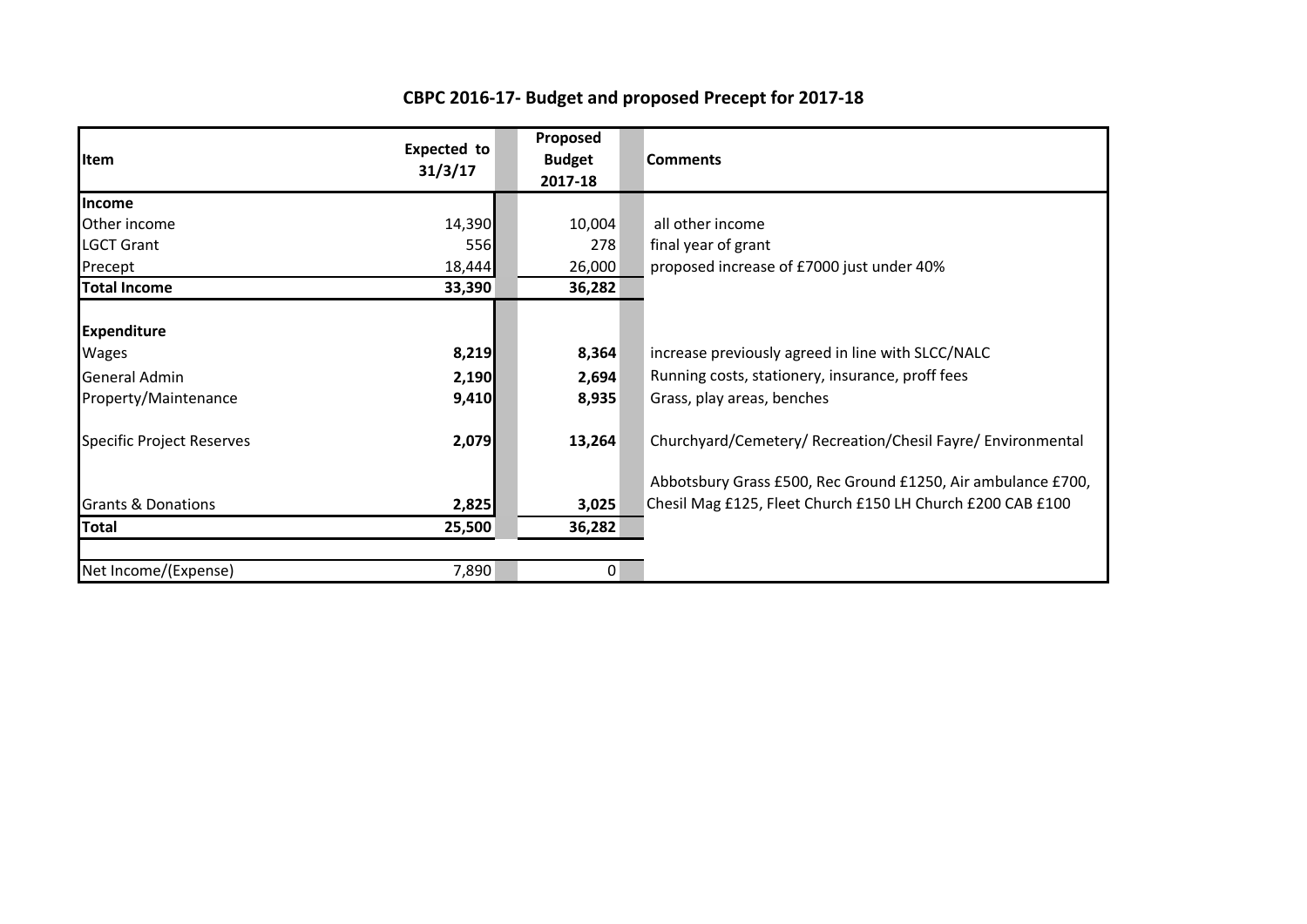# CBPC 2016-17- Budget and proposed Precept for 2017-18

| Item | Expected to 31/3/17 | Proposed Budget 2017-18 | Comments |
|---|---|---|---|
| **Income** | | | |
| Other income | 14,390 | 10,004 | all other income |
| LGCT Grant | 556 | 278 | final year of grant |
| Precept | 18,444 | 26,000 | proposed increase of £7000 just under 40% |
| **Total Income** | **33,390** | **36,282** | |
| | | | |
| **Expenditure** | | | |
| Wages | **8,219** | **8,364** | increase previously agreed in line with SLCC/NALC |
| General Admin | **2,190** | **2,694** | Running costs, stationery, insurance, proff fees |
| Property/Maintenance | **9,410** | **8,935** | Grass, play areas, benches |
| Specific Project Reserves | **2,079** | **13,264** | Churchyard/Cemetery/ Recreation/Chesil Fayre/ Environmental |
| Grants & Donations | **2,825** | **3,025** | Abbotsbury Grass £500, Rec Ground £1250, Air ambulance £700, Chesil Mag £125, Fleet Church £150 LH Church £200 CAB £100 |
| **Total** | **25,500** | **36,282** | |
| | | | |
| Net Income/(Expense) | 7,890 | 0 | |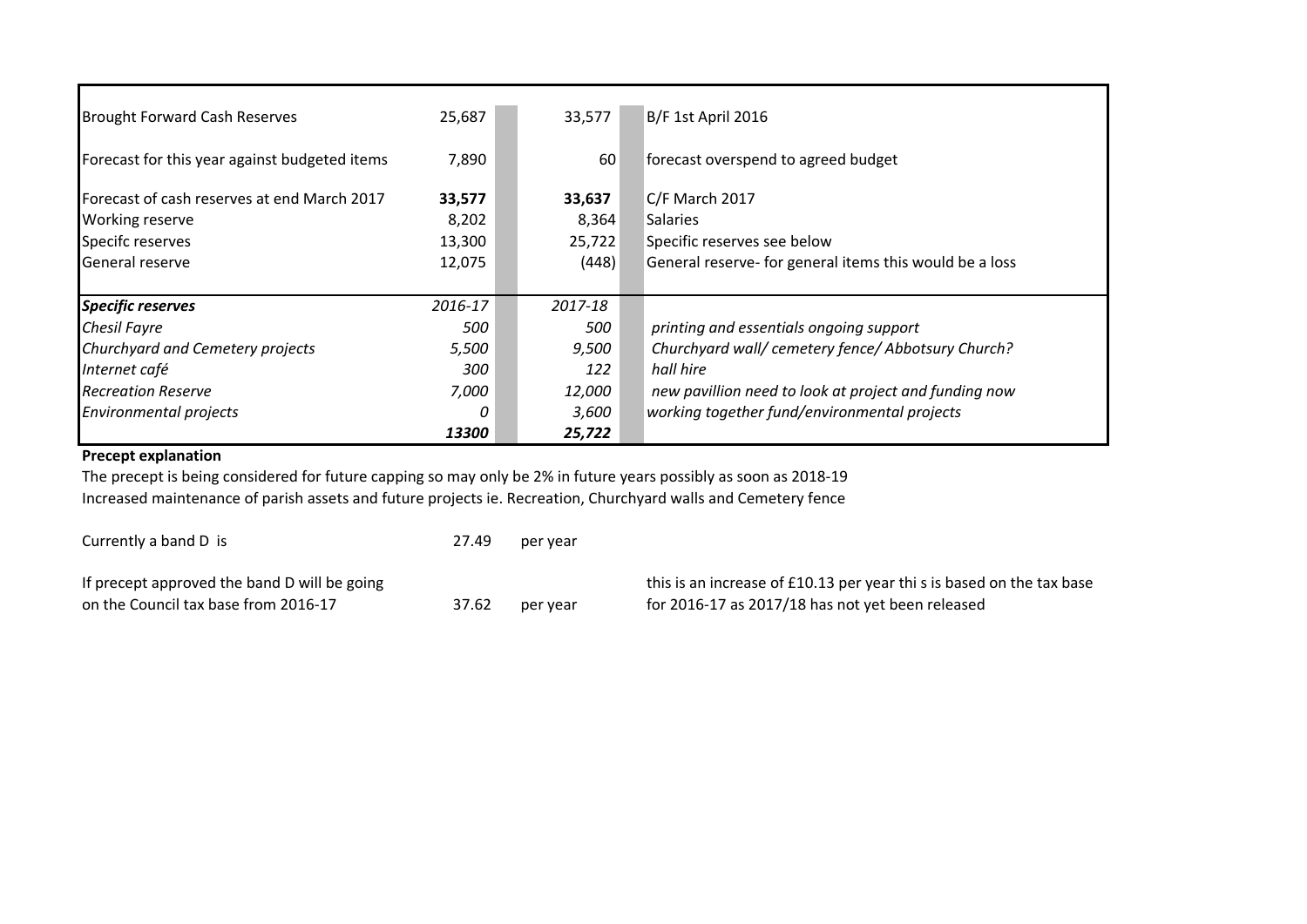| | | | |
|---|---|---|---|
| Brought Forward Cash Reserves | 25,687 | 33,577 | B/F 1st April 2016 |
| Forecast for this year against budgeted items | 7,890 | 60 | forecast overspend to agreed budget |
| Forecast of cash reserves at end March 2017 | **33,577** | **33,637** | C/F March 2017 |
| Working reserve | 8,202 | 8,364 | Salaries |
| Specifc reserves | 13,300 | 25,722 | Specific reserves see below |
| General reserve | 12,075 | (448) | General reserve- for general items this would be a loss |

| ***Specific reserves*** | *2016-17* | *2017-18* | |
|---|---|---|---|
| *Chesil Fayre* | *500* | *500* | *printing and essentials ongoing support* |
| *Churchyard and Cemetery projects* | *5,500* | *9,500* | *Churchyard wall/ cemetery fence/ Abbotsury Church?* |
| *Internet café* | *300* | *122* | *hall hire* |
| *Recreation Reserve* | *7,000* | *12,000* | *new pavillion need to look at project and funding now* |
| *Environmental projects* | *0* | *3,600* | *working together fund/environmental projects* |
| | ***13300*** | ***25,722*** | |

**Precept explanation**

The precept is being considered for future capping so may only be 2% in future years possibly as soon as 2018-19

Increased maintenance of parish assets and future projects ie. Recreation, Churchyard walls and Cemetery fence

Currently a band D is 27.49 per year

If precept approved the band D will be going on the Council tax base from 2016-17 37.62 per year

this is an increase of £10.13 per year thi s is based on the tax base for 2016-17 as 2017/18 has not yet been released